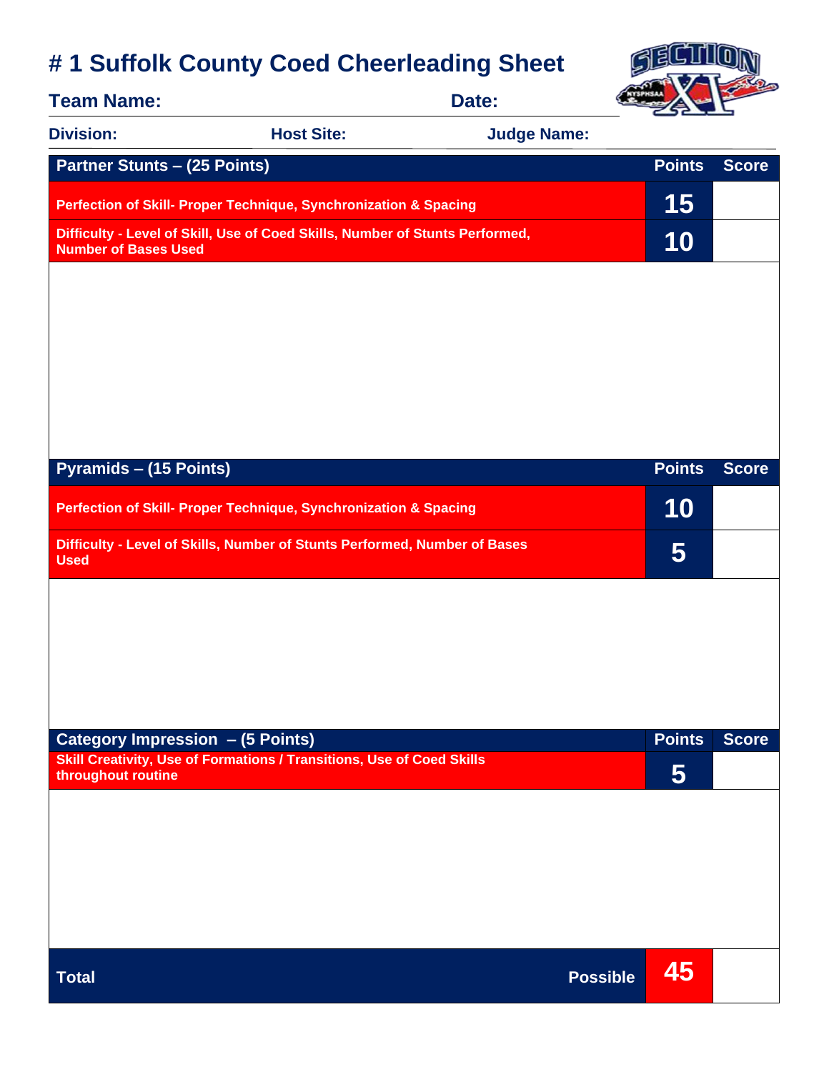# # 1 Suffolk County Coed Cheerleading Sheet

**Team Name:** **Date:**

**Division:** **Host Site:** **Judge Name:**

| Partner Stunts – (25 Points) | Points | Score |
|---|---|---|
| Perfection of Skill- Proper Technique, Synchronization & Spacing | 15 | |
| Difficulty - Level of Skill, Use of Coed Skills, Number of Stunts Performed, Number of Bases Used | 10 | |

| Pyramids – (15 Points) | Points | Score |
|---|---|---|
| Perfection of Skill- Proper Technique, Synchronization & Spacing | 10 | |
| Difficulty - Level of Skills, Number of Stunts Performed, Number of Bases Used | 5 | |

| Category Impression – (5 Points) | Points | Score |
|---|---|---|
| Skill Creativity, Use of Formations / Transitions, Use of Coed Skills throughout routine | 5 | |

| Total | Possible | 45 | |
|---|---|---|---|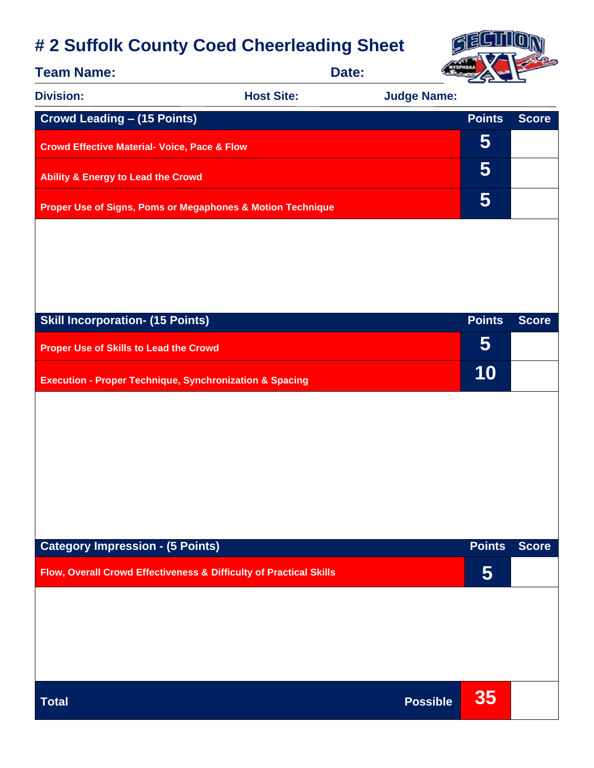# # 2 Suffolk County Coed Cheerleading Sheet

**Team Name:** **Date:**

**Division:** **Host Site:** **Judge Name:**

| Crowd Leading – (15 Points) | Points | Score |
|---|---|---|
| Crowd Effective Material- Voice, Pace & Flow | 5 | |
| Ability & Energy to Lead the Crowd | 5 | |
| Proper Use of Signs, Poms or Megaphones & Motion Technique | 5 | |

| Skill Incorporation- (15 Points) | Points | Score |
|---|---|---|
| Proper Use of Skills to Lead the Crowd | 5 | |
| Execution - Proper Technique, Synchronization & Spacing | 10 | |

| Category Impression - (5 Points) | Points | Score |
|---|---|---|
| Flow, Overall Crowd Effectiveness & Difficulty of Practical Skills | 5 | |

| | | | |
|---|---|---|---|
| **Total** | **Possible** | **35** | |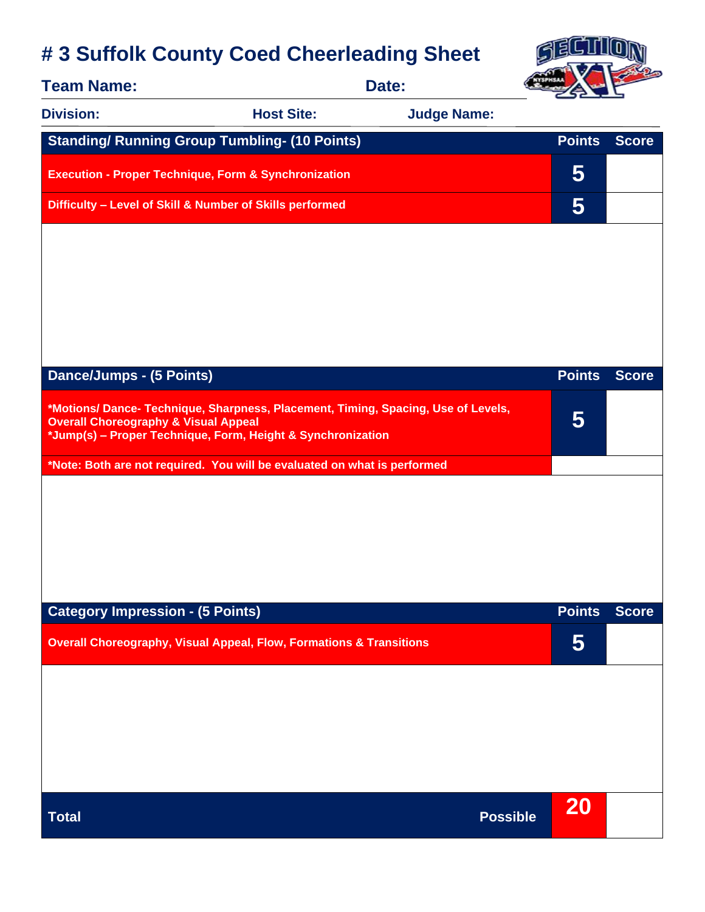# # 3 Suffolk County Coed Cheerleading Sheet

**Team Name:** **Date:**

**Division:** **Host Site:** **Judge Name:**

| Standing/ Running Group Tumbling- (10 Points) | Points | Score |
|---|---|---|
| Execution - Proper Technique, Form & Synchronization | 5 | |
| Difficulty – Level of Skill & Number of Skills performed | 5 | |

| Dance/Jumps - (5 Points) | Points | Score |
|---|---|---|
| *Motions/ Dance- Technique, Sharpness, Placement, Timing, Spacing, Use of Levels, Overall Choreography & Visual Appeal<br>*Jump(s) – Proper Technique, Form, Height & Synchronization | 5 | |
| *Note: Both are not required. You will be evaluated on what is performed | | |

| Category Impression - (5 Points) | Points | Score |
|---|---|---|
| Overall Choreography, Visual Appeal, Flow, Formations & Transitions | 5 | |

| | | |
|---|---|---|
| **Total** Possible | 20 | |